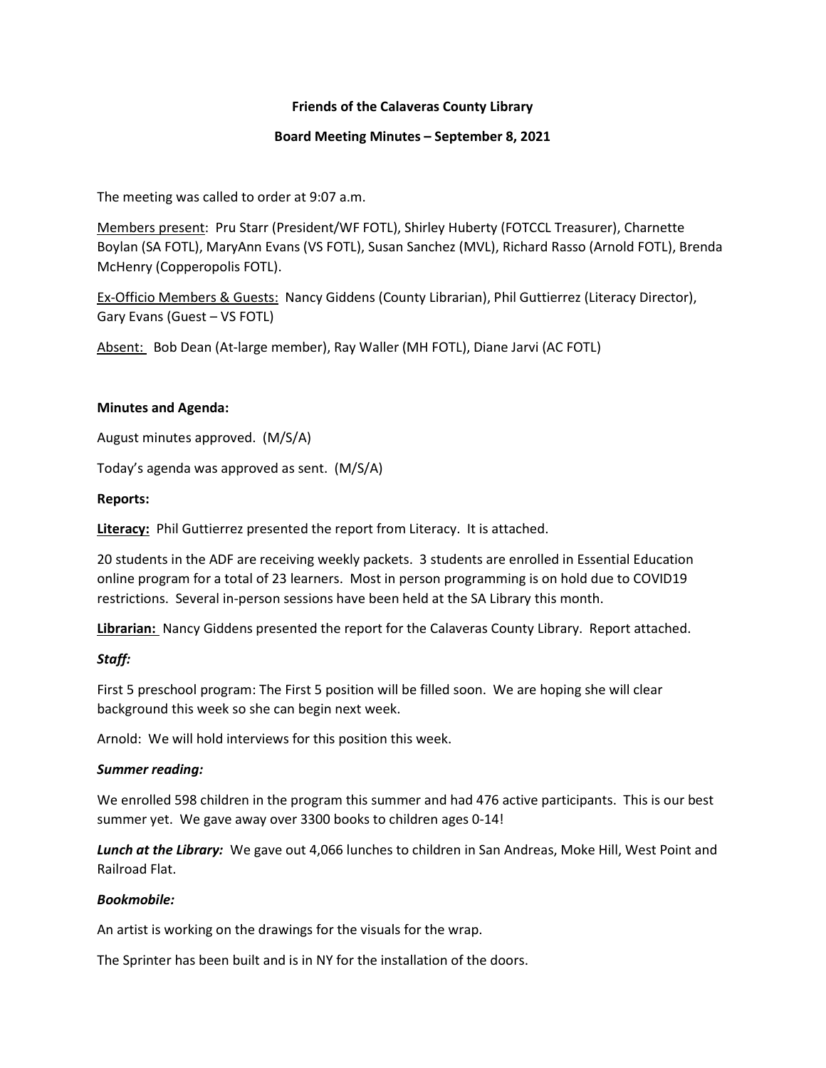**Friends of the Calaveras County Library**

**Board Meeting Minutes – September 8, 2021**

The meeting was called to order at 9:07 a.m.

Members present: Pru Starr (President/WF FOTL), Shirley Huberty (FOTCCL Treasurer), Charnette Boylan (SA FOTL), MaryAnn Evans (VS FOTL), Susan Sanchez (MVL), Richard Rasso (Arnold FOTL), Brenda McHenry (Copperopolis FOTL).

Ex-Officio Members & Guests: Nancy Giddens (County Librarian), Phil Guttierrez (Literacy Director), Gary Evans (Guest – VS FOTL)

Absent: Bob Dean (At-large member), Ray Waller (MH FOTL), Diane Jarvi (AC FOTL)

**Minutes and Agenda:**

August minutes approved. (M/S/A)

Today's agenda was approved as sent. (M/S/A)

**Reports:**

**Literacy:** Phil Guttierrez presented the report from Literacy. It is attached.

20 students in the ADF are receiving weekly packets. 3 students are enrolled in Essential Education online program for a total of 23 learners. Most in person programming is on hold due to COVID19 restrictions. Several in-person sessions have been held at the SA Library this month.

**Librarian:** Nancy Giddens presented the report for the Calaveras County Library. Report attached.

***Staff:***

First 5 preschool program: The First 5 position will be filled soon. We are hoping she will clear background this week so she can begin next week.

Arnold: We will hold interviews for this position this week.

***Summer reading:***

We enrolled 598 children in the program this summer and had 476 active participants. This is our best summer yet. We gave away over 3300 books to children ages 0-14!

***Lunch at the Library:*** We gave out 4,066 lunches to children in San Andreas, Moke Hill, West Point and Railroad Flat.

***Bookmobile:***

An artist is working on the drawings for the visuals for the wrap.

The Sprinter has been built and is in NY for the installation of the doors.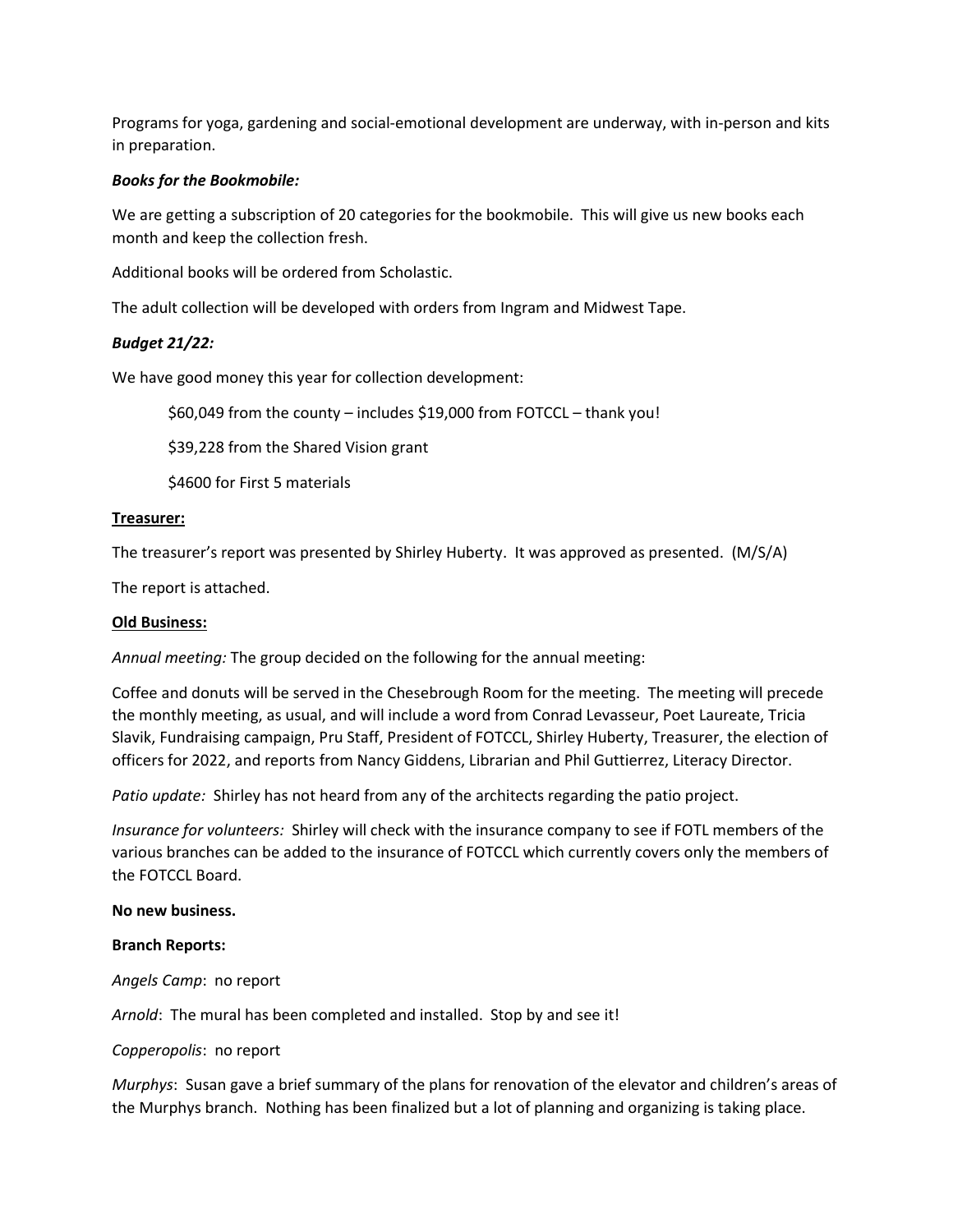Programs for yoga, gardening and social-emotional development are underway, with in-person and kits in preparation.

***Books for the Bookmobile:***

We are getting a subscription of 20 categories for the bookmobile. This will give us new books each month and keep the collection fresh.

Additional books will be ordered from Scholastic.

The adult collection will be developed with orders from Ingram and Midwest Tape.

***Budget 21/22:***

We have good money this year for collection development:

> $60,049 from the county – includes $19,000 from FOTCCL – thank you!
>
> $39,228 from the Shared Vision grant
>
> $4600 for First 5 materials

<u>**Treasurer:**</u>

The treasurer's report was presented by Shirley Huberty. It was approved as presented. (M/S/A)

The report is attached.

<u>**Old Business:**</u>

*Annual meeting:* The group decided on the following for the annual meeting:

Coffee and donuts will be served in the Chesebrough Room for the meeting. The meeting will precede the monthly meeting, as usual, and will include a word from Conrad Levasseur, Poet Laureate, Tricia Slavik, Fundraising campaign, Pru Staff, President of FOTCCL, Shirley Huberty, Treasurer, the election of officers for 2022, and reports from Nancy Giddens, Librarian and Phil Guttierrez, Literacy Director.

*Patio update:* Shirley has not heard from any of the architects regarding the patio project.

*Insurance for volunteers:* Shirley will check with the insurance company to see if FOTL members of the various branches can be added to the insurance of FOTCCL which currently covers only the members of the FOTCCL Board.

**No new business.**

**Branch Reports:**

*Angels Camp*: no report

*Arnold*: The mural has been completed and installed. Stop by and see it!

*Copperopolis*: no report

*Murphys*: Susan gave a brief summary of the plans for renovation of the elevator and children's areas of the Murphys branch. Nothing has been finalized but a lot of planning and organizing is taking place.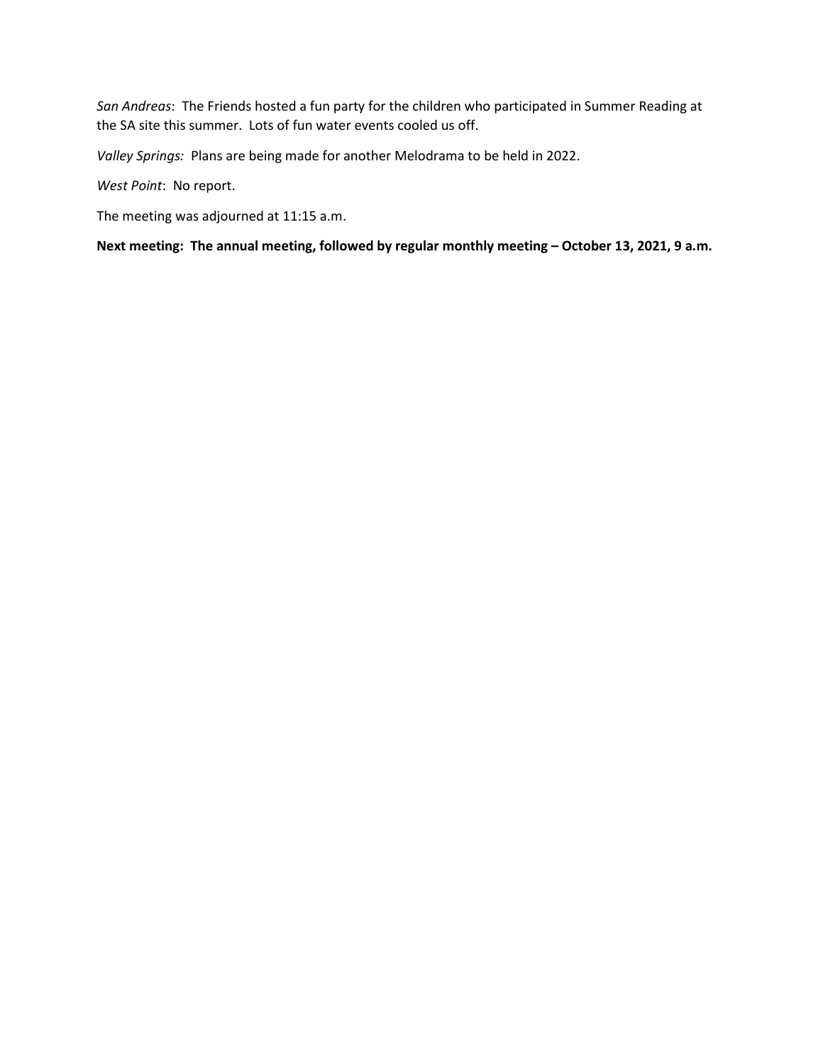*San Andreas*: The Friends hosted a fun party for the children who participated in Summer Reading at the SA site this summer. Lots of fun water events cooled us off.

*Valley Springs:* Plans are being made for another Melodrama to be held in 2022.

*West Point*: No report.

The meeting was adjourned at 11:15 a.m.

**Next meeting: The annual meeting, followed by regular monthly meeting – October 13, 2021, 9 a.m.**